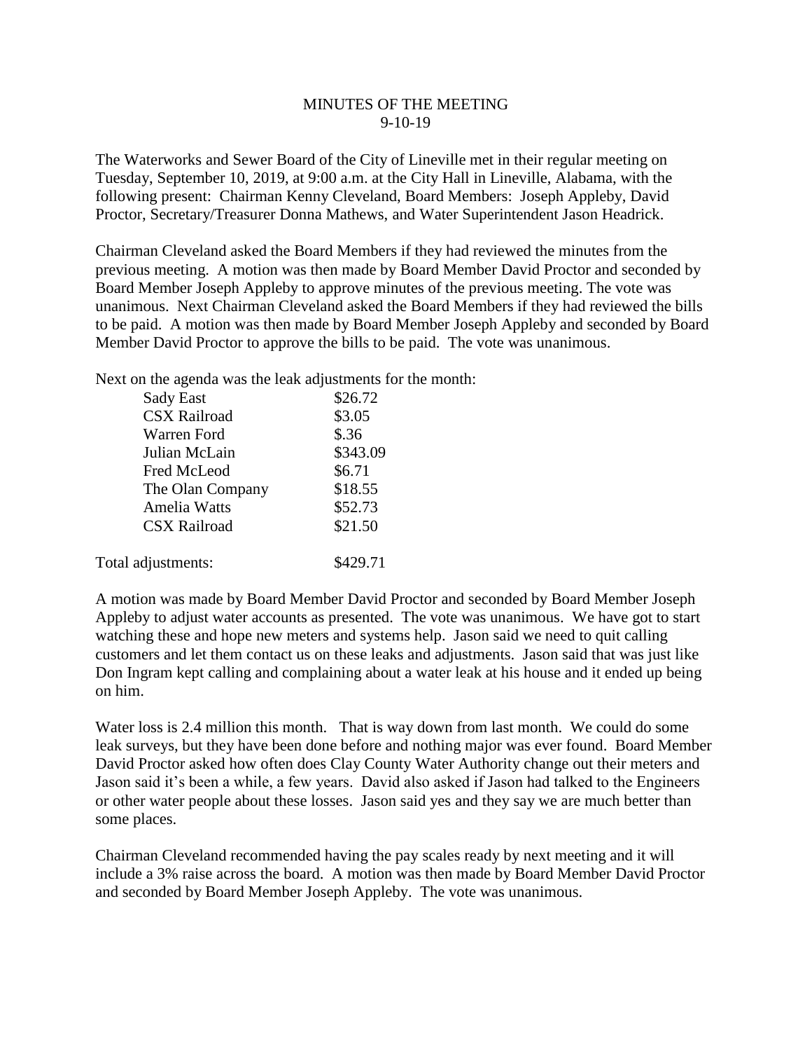# MINUTES OF THE MEETING
## 9-10-19

The Waterworks and Sewer Board of the City of Lineville met in their regular meeting on Tuesday, September 10, 2019, at 9:00 a.m. at the City Hall in Lineville, Alabama, with the following present: Chairman Kenny Cleveland, Board Members: Joseph Appleby, David Proctor, Secretary/Treasurer Donna Mathews, and Water Superintendent Jason Headrick.

Chairman Cleveland asked the Board Members if they had reviewed the minutes from the previous meeting. A motion was then made by Board Member David Proctor and seconded by Board Member Joseph Appleby to approve minutes of the previous meeting. The vote was unanimous. Next Chairman Cleveland asked the Board Members if they had reviewed the bills to be paid. A motion was then made by Board Member Joseph Appleby and seconded by Board Member David Proctor to approve the bills to be paid. The vote was unanimous.

Next on the agenda was the leak adjustments for the month:

| | |
|---|---|
| Sady East | $26.72 |
| CSX Railroad | $3.05 |
| Warren Ford | $.36 |
| Julian McLain | $343.09 |
| Fred McLeod | $6.71 |
| The Olan Company | $18.55 |
| Amelia Watts | $52.73 |
| CSX Railroad | $21.50 |
| | |
| Total adjustments: | $429.71 |

A motion was made by Board Member David Proctor and seconded by Board Member Joseph Appleby to adjust water accounts as presented. The vote was unanimous. We have got to start watching these and hope new meters and systems help. Jason said we need to quit calling customers and let them contact us on these leaks and adjustments. Jason said that was just like Don Ingram kept calling and complaining about a water leak at his house and it ended up being on him.

Water loss is 2.4 million this month. That is way down from last month. We could do some leak surveys, but they have been done before and nothing major was ever found. Board Member David Proctor asked how often does Clay County Water Authority change out their meters and Jason said it's been a while, a few years. David also asked if Jason had talked to the Engineers or other water people about these losses. Jason said yes and they say we are much better than some places.

Chairman Cleveland recommended having the pay scales ready by next meeting and it will include a 3% raise across the board. A motion was then made by Board Member David Proctor and seconded by Board Member Joseph Appleby. The vote was unanimous.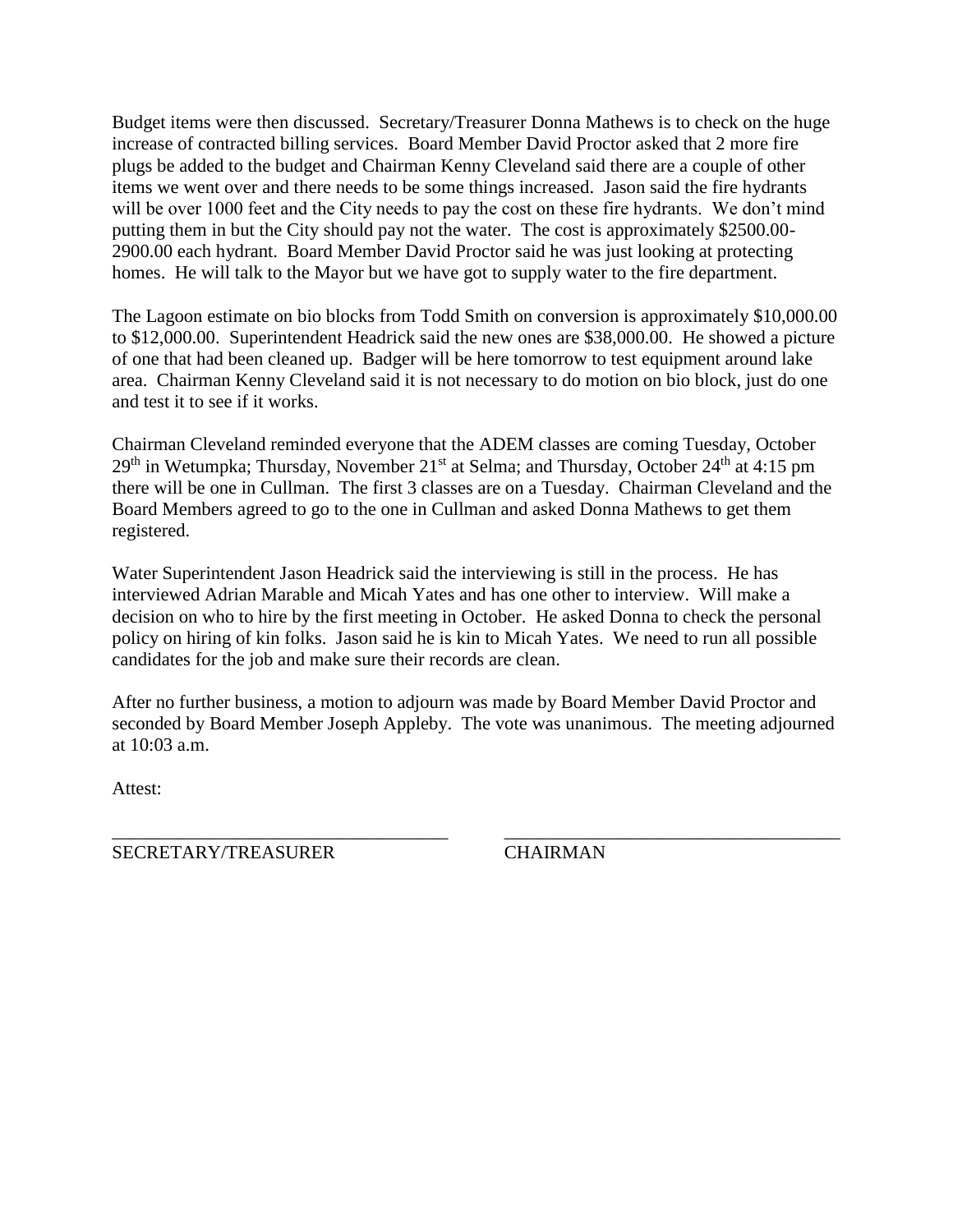Budget items were then discussed. Secretary/Treasurer Donna Mathews is to check on the huge increase of contracted billing services. Board Member David Proctor asked that 2 more fire plugs be added to the budget and Chairman Kenny Cleveland said there are a couple of other items we went over and there needs to be some things increased. Jason said the fire hydrants will be over 1000 feet and the City needs to pay the cost on these fire hydrants. We don't mind putting them in but the City should pay not the water. The cost is approximately $2500.00-2900.00 each hydrant. Board Member David Proctor said he was just looking at protecting homes. He will talk to the Mayor but we have got to supply water to the fire department.

The Lagoon estimate on bio blocks from Todd Smith on conversion is approximately $10,000.00 to $12,000.00. Superintendent Headrick said the new ones are $38,000.00. He showed a picture of one that had been cleaned up. Badger will be here tomorrow to test equipment around lake area. Chairman Kenny Cleveland said it is not necessary to do motion on bio block, just do one and test it to see if it works.

Chairman Cleveland reminded everyone that the ADEM classes are coming Tuesday, October 29th in Wetumpka; Thursday, November 21st at Selma; and Thursday, October 24th at 4:15 pm there will be one in Cullman. The first 3 classes are on a Tuesday. Chairman Cleveland and the Board Members agreed to go to the one in Cullman and asked Donna Mathews to get them registered.

Water Superintendent Jason Headrick said the interviewing is still in the process. He has interviewed Adrian Marable and Micah Yates and has one other to interview. Will make a decision on who to hire by the first meeting in October. He asked Donna to check the personal policy on hiring of kin folks. Jason said he is kin to Micah Yates. We need to run all possible candidates for the job and make sure their records are clean.

After no further business, a motion to adjourn was made by Board Member David Proctor and seconded by Board Member Joseph Appleby. The vote was unanimous. The meeting adjourned at 10:03 a.m.

Attest:

_____________________________________ _____________________________________

SECRETARY/TREASURER CHAIRMAN